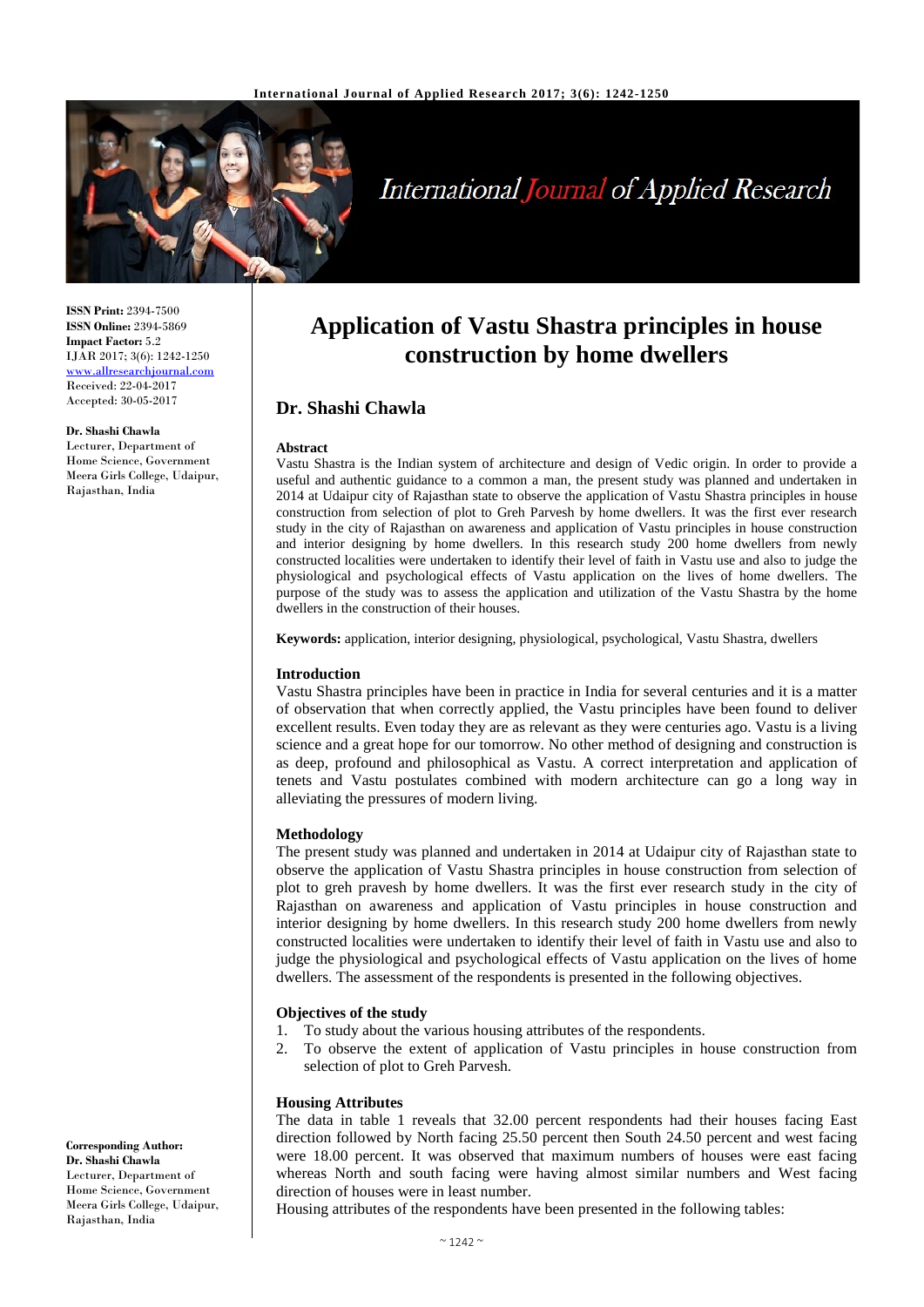# Application of Vastu Shastra principles in house construction by home dwellers

## Dr. Shashi Chawla

**ISSN Print:** 2394-7500
**ISSN Online:** 2394-5869
**Impact Factor:** 5.2
IJAR 2017; 3(6): 1242-1250
www.allresearchjournal.com
Received: 22-04-2017
Accepted: 30-05-2017

**Dr. Shashi Chawla**
Lecturer, Department of Home Science, Government Meera Girls College, Udaipur, Rajasthan, India

**Corresponding Author:**
**Dr. Shashi Chawla**
Lecturer, Department of Home Science, Government Meera Girls College, Udaipur, Rajasthan, India

### Abstract

Vastu Shastra is the Indian system of architecture and design of Vedic origin. In order to provide a useful and authentic guidance to a common man, the present study was planned and undertaken in 2014 at Udaipur city of Rajasthan state to observe the application of Vastu Shastra principles in house construction from selection of plot to Greh Parvesh by home dwellers. It was the first ever research study in the city of Rajasthan on awareness and application of Vastu principles in house construction and interior designing by home dwellers. In this research study 200 home dwellers from newly constructed localities were undertaken to identify their level of faith in Vastu use and also to judge the physiological and psychological effects of Vastu application on the lives of home dwellers. The purpose of the study was to assess the application and utilization of the Vastu Shastra by the home dwellers in the construction of their houses.

**Keywords:** application, interior designing, physiological, psychological, Vastu Shastra, dwellers

### Introduction

Vastu Shastra principles have been in practice in India for several centuries and it is a matter of observation that when correctly applied, the Vastu principles have been found to deliver excellent results. Even today they are as relevant as they were centuries ago. Vastu is a living science and a great hope for our tomorrow. No other method of designing and construction is as deep, profound and philosophical as Vastu. A correct interpretation and application of tenets and Vastu postulates combined with modern architecture can go a long way in alleviating the pressures of modern living.

### Methodology

The present study was planned and undertaken in 2014 at Udaipur city of Rajasthan state to observe the application of Vastu Shastra principles in house construction from selection of plot to greh pravesh by home dwellers. It was the first ever research study in the city of Rajasthan on awareness and application of Vastu principles in house construction and interior designing by home dwellers. In this research study 200 home dwellers from newly constructed localities were undertaken to identify their level of faith in Vastu use and also to judge the physiological and psychological effects of Vastu application on the lives of home dwellers. The assessment of the respondents is presented in the following objectives.

### Objectives of the study

1. To study about the various housing attributes of the respondents.
2. To observe the extent of application of Vastu principles in house construction from selection of plot to Greh Parvesh.

### Housing Attributes

The data in table 1 reveals that 32.00 percent respondents had their houses facing East direction followed by North facing 25.50 percent then South 24.50 percent and west facing were 18.00 percent. It was observed that maximum numbers of houses were east facing whereas North and south facing were having almost similar numbers and West facing direction of houses were in least number.

Housing attributes of the respondents have been presented in the following tables: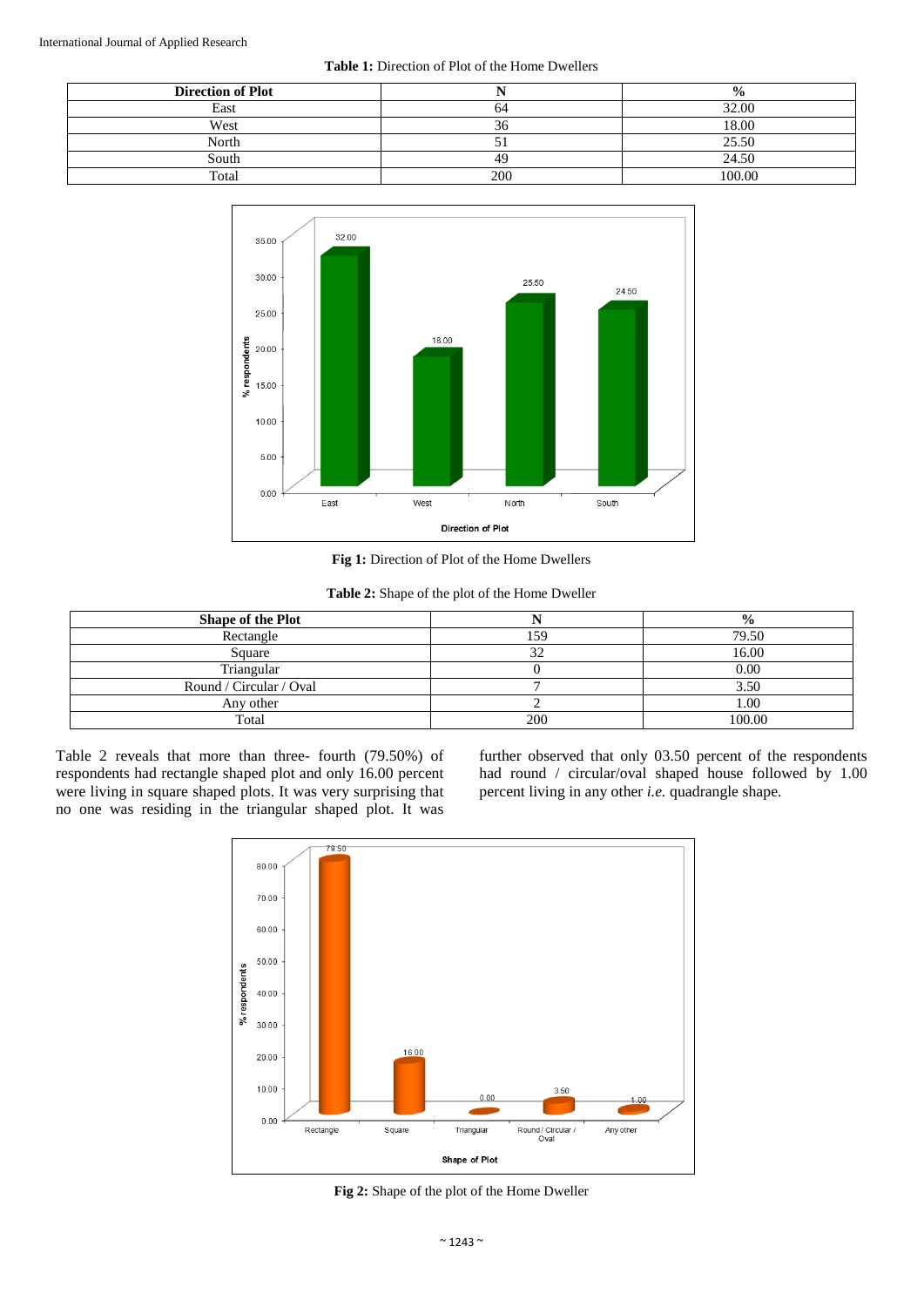**Table 1:** Direction of Plot of the Home Dwellers

| Direction of Plot | N | % |
|---|---|---|
| East | 64 | 32.00 |
| West | 36 | 18.00 |
| North | 51 | 25.50 |
| South | 49 | 24.50 |
| Total | 200 | 100.00 |

35.00
30.00
25.00
20.00
15.00
10.00
5.00
0.00
% respondents
32.00
18.00
25.50
24.50
East
West
North
South
Direction of Plot

**Fig 1:** Direction of Plot of the Home Dwellers

**Table 2:** Shape of the plot of the Home Dweller

| Shape of the Plot | N | % |
|---|---|---|
| Rectangle | 159 | 79.50 |
| Square | 32 | 16.00 |
| Triangular | 0 | 0.00 |
| Round / Circular / Oval | 7 | 3.50 |
| Any other | 2 | 1.00 |
| Total | 200 | 100.00 |

Table 2 reveals that more than three- fourth (79.50%) of respondents had rectangle shaped plot and only 16.00 percent were living in square shaped plots. It was very surprising that no one was residing in the triangular shaped plot. It was further observed that only 03.50 percent of the respondents had round / circular/oval shaped house followed by 1.00 percent living in any other *i.e.* quadrangle shape.

80.00
70.00
60.00
50.00
40.00
30.00
20.00
10.00
0.00
% respondents
79.50
16.00
0.00
3.50
1.00
Rectangle
Square
Triangular
Round / Circular / Oval
Any other
Shape of Plot

**Fig 2:** Shape of the plot of the Home Dweller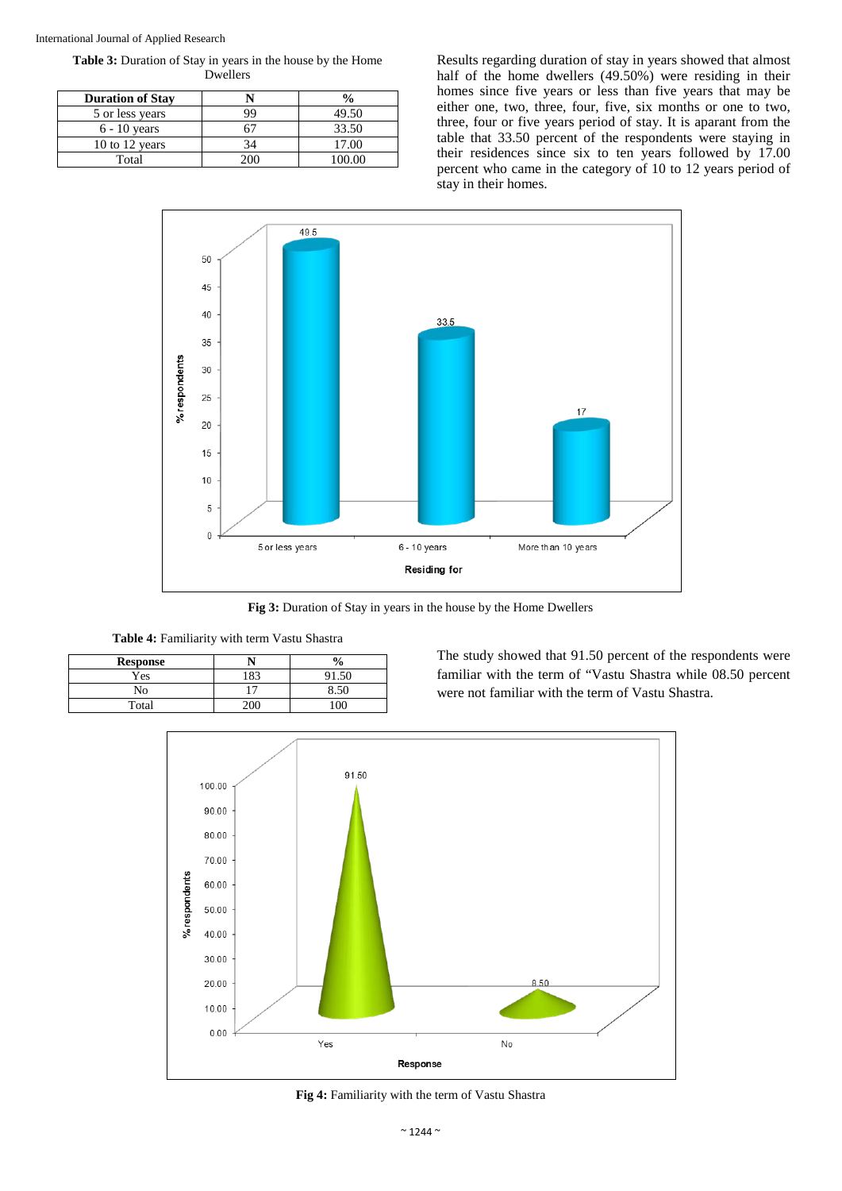**Table 3:** Duration of Stay in years in the house by the Home Dwellers

| Duration of Stay | N | % |
|---|---|---|
| 5 or less years | 99 | 49.50 |
| 6 - 10 years | 67 | 33.50 |
| 10 to 12 years | 34 | 17.00 |
| Total | 200 | 100.00 |

Results regarding duration of stay in years showed that almost half of the home dwellers (49.50%) were residing in their homes since five years or less than five years that may be either one, two, three, four, five, six months or one to two, three, four or five years period of stay. It is aparant from the table that 33.50 percent of the respondents were staying in their residences since six to ten years followed by 17.00 percent who came in the category of 10 to 12 years period of stay in their homes.

49.5
33.5
17
% respondents
0
5
10
15
20
25
30
35
40
45
50
5 or less years
6 - 10 years
More than 10 years
Residing for

**Fig 3:** Duration of Stay in years in the house by the Home Dwellers

**Table 4:** Familiarity with term Vastu Shastra

| Response | N | % |
|---|---|---|
| Yes | 183 | 91.50 |
| No | 17 | 8.50 |
| Total | 200 | 100 |

The study showed that 91.50 percent of the respondents were familiar with the term of "Vastu Shastra while 08.50 percent were not familiar with the term of Vastu Shastra.

91.50
8.50
% respondents
0.00
10.00
20.00
30.00
40.00
50.00
60.00
70.00
80.00
90.00
100.00
Yes
No
Response

**Fig 4:** Familiarity with the term of Vastu Shastra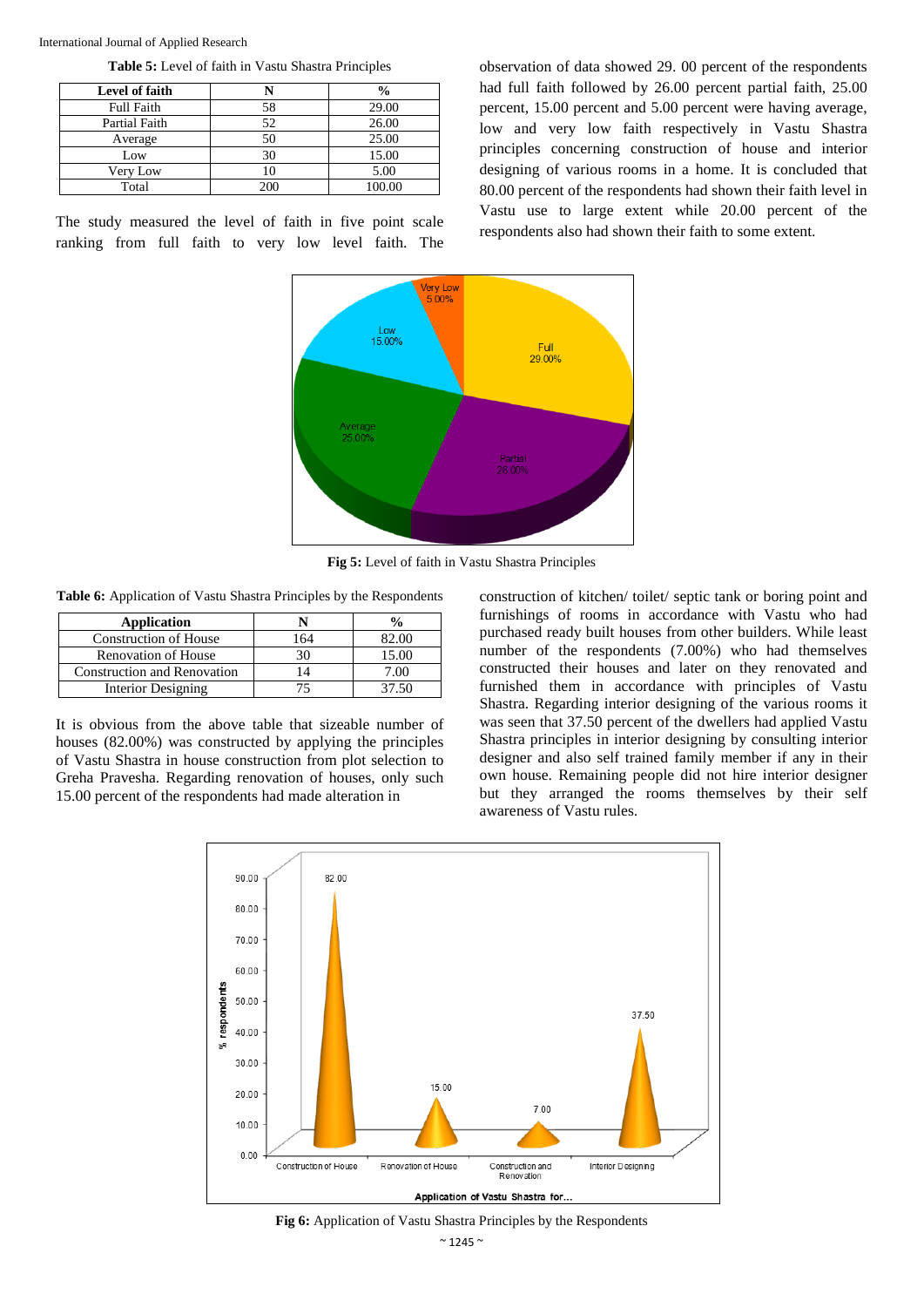**Table 5:** Level of faith in Vastu Shastra Principles

| Level of faith | N | % |
|---|---|---|
| Full Faith | 58 | 29.00 |
| Partial Faith | 52 | 26.00 |
| Average | 50 | 25.00 |
| Low | 30 | 15.00 |
| Very Low | 10 | 5.00 |
| Total | 200 | 100.00 |

The study measured the level of faith in five point scale ranking from full faith to very low level faith. The observation of data showed 29. 00 percent of the respondents had full faith followed by 26.00 percent partial faith, 25.00 percent, 15.00 percent and 5.00 percent were having average, low and very low faith respectively in Vastu Shastra principles concerning construction of house and interior designing of various rooms in a home. It is concluded that 80.00 percent of the respondents had shown their faith level in Vastu use to large extent while 20.00 percent of the respondents also had shown their faith to some extent.

Very Low
5.00%
Low
15.00%
Full
29.00%
Average
25.00%
Partial
26.00%

**Fig 5:** Level of faith in Vastu Shastra Principles

**Table 6:** Application of Vastu Shastra Principles by the Respondents

| Application | N | % |
|---|---|---|
| Construction of House | 164 | 82.00 |
| Renovation of House | 30 | 15.00 |
| Construction and Renovation | 14 | 7.00 |
| Interior Designing | 75 | 37.50 |

It is obvious from the above table that sizeable number of houses (82.00%) was constructed by applying the principles of Vastu Shastra in house construction from plot selection to Greha Pravesha. Regarding renovation of houses, only such 15.00 percent of the respondents had made alteration in construction of kitchen/ toilet/ septic tank or boring point and furnishings of rooms in accordance with Vastu who had purchased ready built houses from other builders. While least number of the respondents (7.00%) who had themselves constructed their houses and later on they renovated and furnished them in accordance with principles of Vastu Shastra. Regarding interior designing of the various rooms it was seen that 37.50 percent of the dwellers had applied Vastu Shastra principles in interior designing by consulting interior designer and also self trained family member if any in their own house. Remaining people did not hire interior designer but they arranged the rooms themselves by their self awareness of Vastu rules.

% respondents
90.00
80.00
70.00
60.00
50.00
40.00
30.00
20.00
10.00
0.00
82.00
15.00
7.00
37.50
Construction of House
Renovation of House
Construction and Renovation
Interior Designing
Application of Vastu Shastra for...

**Fig 6:** Application of Vastu Shastra Principles by the Respondents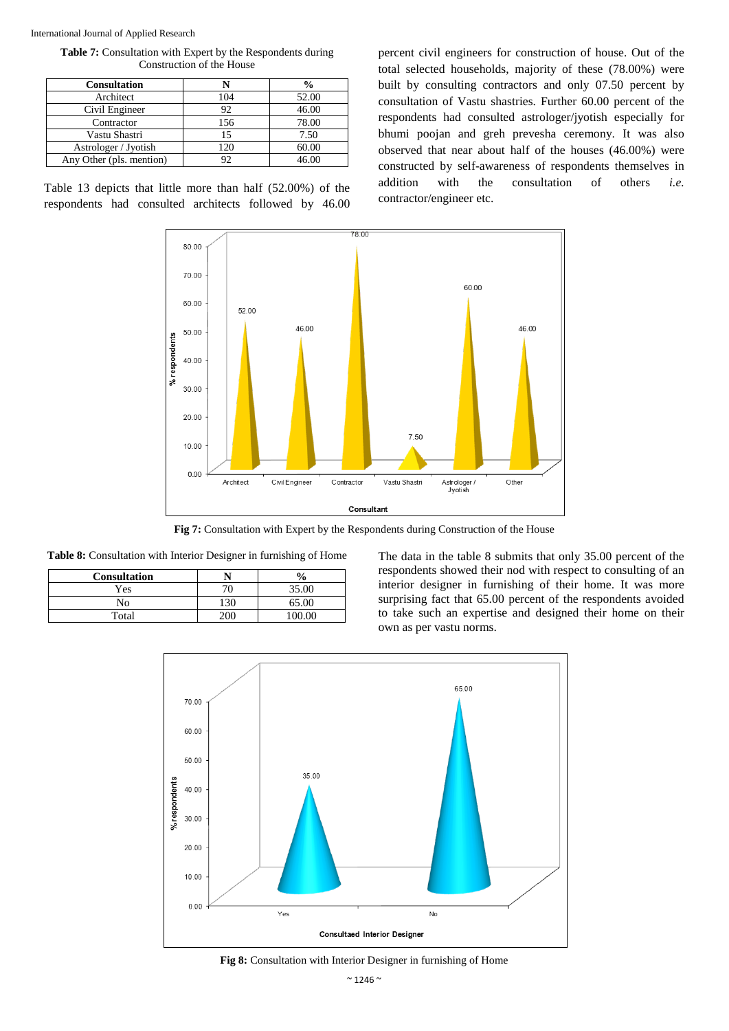**Table 7:** Consultation with Expert by the Respondents during Construction of the House

| Consultation | N | % |
|---|---|---|
| Architect | 104 | 52.00 |
| Civil Engineer | 92 | 46.00 |
| Contractor | 156 | 78.00 |
| Vastu Shastri | 15 | 7.50 |
| Astrologer / Jyotish | 120 | 60.00 |
| Any Other (pls. mention) | 92 | 46.00 |

Table 13 depicts that little more than half (52.00%) of the respondents had consulted architects followed by 46.00 percent civil engineers for construction of house. Out of the total selected households, majority of these (78.00%) were built by consulting contractors and only 07.50 percent by consultation of Vastu shastries. Further 60.00 percent of the respondents had consulted astrologer/jyotish especially for bhumi poojan and greh prevesha ceremony. It was also observed that near about half of the houses (46.00%) were constructed by self-awareness of respondents themselves in addition with the consultation of others *i.e.* contractor/engineer etc.

% respondents

80.00
70.00
60.00
50.00
40.00
30.00
20.00
10.00
0.00

52.00
46.00
78.00
7.50
60.00
46.00

Architect
Civil Engineer
Contractor
Vastu Shastri
Astrologer / Jyotish
Other

Consultant

**Fig 7:** Consultation with Expert by the Respondents during Construction of the House

**Table 8:** Consultation with Interior Designer in furnishing of Home

| Consultation | N | % |
|---|---|---|
| Yes | 70 | 35.00 |
| No | 130 | 65.00 |
| Total | 200 | 100.00 |

The data in the table 8 submits that only 35.00 percent of the respondents showed their nod with respect to consulting of an interior designer in furnishing of their home. It was more surprising fact that 65.00 percent of the respondents avoided to take such an expertise and designed their home on their own as per vastu norms.

% respondents

70.00
60.00
50.00
40.00
30.00
20.00
10.00
0.00

35.00
65.00

Yes
No

Consultaed Interior Designer

**Fig 8:** Consultation with Interior Designer in furnishing of Home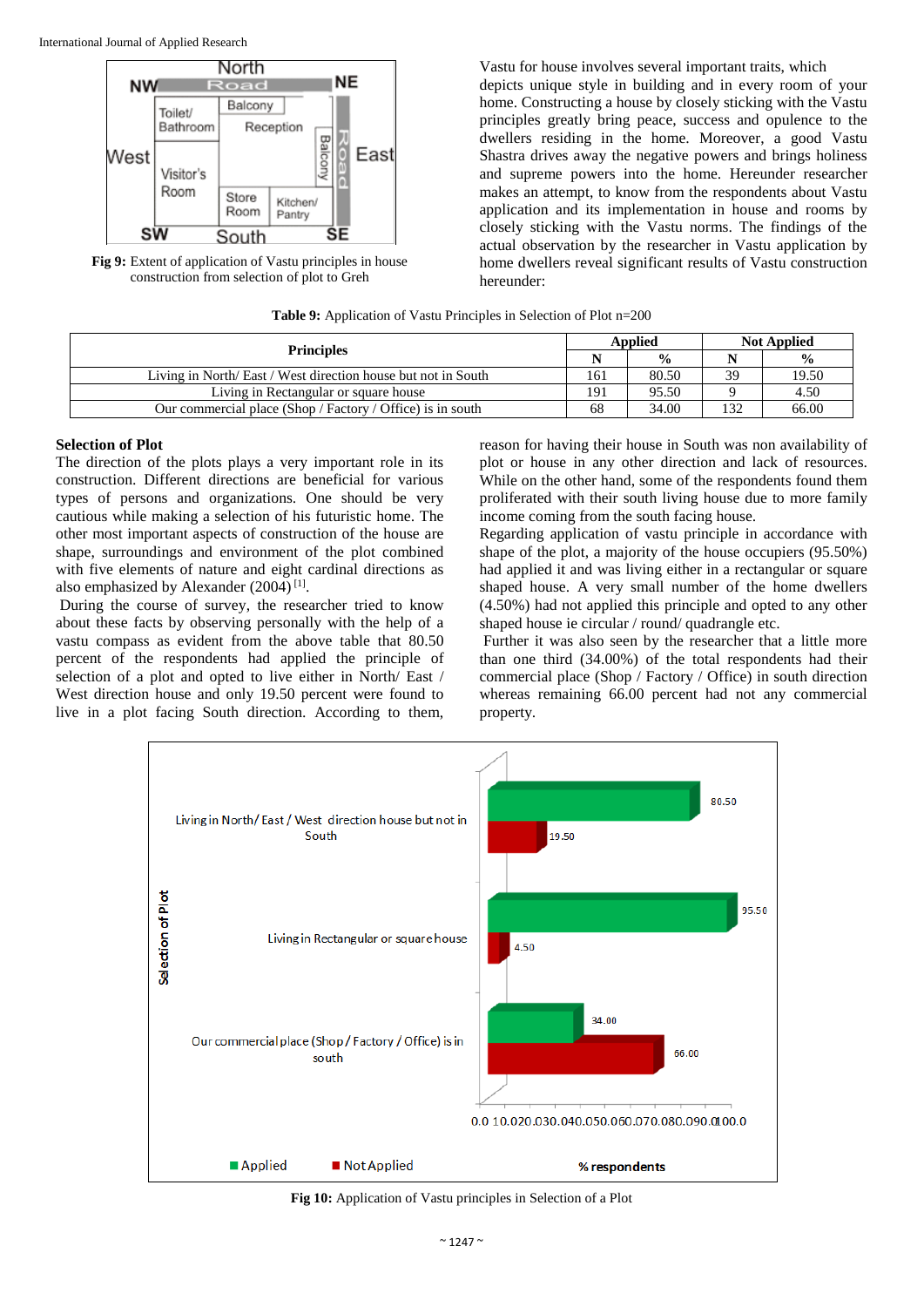North
NW Road NE
Toilet/ Bathroom
Balcony
Reception
West
Balcony
Road
East
Visitor's Room
Store Room
Kitchen/ Pantry
SW South SE

**Fig 9:** Extent of application of Vastu principles in house construction from selection of plot to Greh

Vastu for house involves several important traits, which depicts unique style in building and in every room of your home. Constructing a house by closely sticking with the Vastu principles greatly bring peace, success and opulence to the dwellers residing in the home. Moreover, a good Vastu Shastra drives away the negative powers and brings holiness and supreme powers into the home. Hereunder researcher makes an attempt, to know from the respondents about Vastu application and its implementation in house and rooms by closely sticking with the Vastu norms. The findings of the actual observation by the researcher in Vastu application by home dwellers reveal significant results of Vastu construction hereunder:

**Table 9:** Application of Vastu Principles in Selection of Plot n=200

| Principles | Applied | | Not Applied | |
|---|---|---|---|---|
| | N | % | N | % |
| Living in North/ East / West direction house but not in South | 161 | 80.50 | 39 | 19.50 |
| Living in Rectangular or square house | 191 | 95.50 | 9 | 4.50 |
| Our commercial place (Shop / Factory / Office) is in south | 68 | 34.00 | 132 | 66.00 |

**Selection of Plot**

The direction of the plots plays a very important role in its construction. Different directions are beneficial for various types of persons and organizations. One should be very cautious while making a selection of his futuristic home. The other most important aspects of construction of the house are shape, surroundings and environment of the plot combined with five elements of nature and eight cardinal directions as also emphasized by Alexander (2004) [1].

During the course of survey, the researcher tried to know about these facts by observing personally with the help of a vastu compass as evident from the above table that 80.50 percent of the respondents had applied the principle of selection of a plot and opted to live either in North/ East / West direction house and only 19.50 percent were found to live in a plot facing South direction. According to them, reason for having their house in South was non availability of plot or house in any other direction and lack of resources. While on the other hand, some of the respondents found them proliferated with their south living house due to more family income coming from the south facing house.

Regarding application of vastu principle in accordance with shape of the plot, a majority of the house occupiers (95.50%) had applied it and was living either in a rectangular or square shaped house. A very small number of the home dwellers (4.50%) had not applied this principle and opted to any other shaped house ie circular / round/ quadrangle etc.

Further it was also seen by the researcher that a little more than one third (34.00%) of the total respondents had their commercial place (Shop / Factory / Office) in south direction whereas remaining 66.00 percent had not any commercial property.

Selection of Plot
Living in North / East / West direction house but not in South
80.50
19.50
Living in Rectangular or square house
95.50
4.50
Our commercial place (Shop / Factory / Office) is in south
34.00
66.00
0.0 10.0 20.0 30.0 40.0 50.0 60.0 70.0 80.0 90.0 100.0
Applied Not Applied
% respondents

**Fig 10:** Application of Vastu principles in Selection of a Plot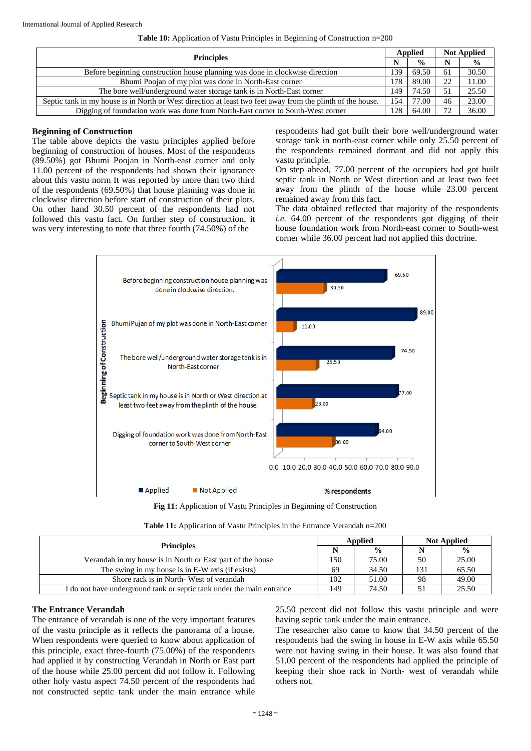**Table 10:** Application of Vastu Principles in Beginning of Construction n=200

| Principles | Applied | | Not Applied | |
|---|---|---|---|---|
| | N | % | N | % |
| Before beginning construction house planning was done in clockwise direction | 139 | 69.50 | 61 | 30.50 |
| Bhumi Poojan of my plot was done in North-East corner | 178 | 89.00 | 22 | 11.00 |
| The bore well/underground water storage tank is in North-East corner | 149 | 74.50 | 51 | 25.50 |
| Septic tank in my house is in North or West direction at least two feet away from the plinth of the house. | 154 | 77.00 | 46 | 23.00 |
| Digging of foundation work was done from North-East corner to South-West corner | 128 | 64.00 | 72 | 36.00 |

**Beginning of Construction**

The table above depicts the vastu principles applied before beginning of construction of houses. Most of the respondents (89.50%) got Bhumi Poojan in North-east corner and only 11.00 percent of the respondents had shown their ignorance about this vastu norm It was reported by more than two third of the respondents (69.50%) that house planning was done in clockwise direction before start of construction of their plots. On other hand 30.50 percent of the respondents had not followed this vastu fact. On further step of construction, it was very interesting to note that three fourth (74.50%) of the respondents had got built their bore well/underground water storage tank in north-east corner while only 25.50 percent of the respondents remained dormant and did not apply this vastu principle.

On step ahead, 77.00 percent of the occupiers had got built septic tank in North or West direction and at least two feet away from the plinth of the house while 23.00 percent remained away from this fact.

The data obtained reflected that majority of the respondents *i.e.* 64.00 percent of the respondents got digging of their house foundation work from North-east corner to South-west corner while 36.00 percent had not applied this doctrine.

Beginning of Construction

Before beginning construction house planning was done in clockwise direction. 69.50 30.50

Bhumi Pujan of my plot was done in North-East corner 89.00 11.00

The bore well/underground water storage tank is in North-East corner 74.50 25.50

Septic tank in my house is in North or West direction at least two feet away from the plinth of the house. 77.00 23.00

Digging of foundation work was done from North-East corner to South-West corner 64.00 36.00

0.0 10.0 20.0 30.0 40.0 50.0 60.0 70.0 80.0 90.0

Applied Not Applied

% respondents

**Fig 11:** Application of Vastu Principles in Beginning of Construction

**Table 11:** Application of Vastu Principles in the Entrance Verandah n=200

| Principles | Applied | | Not Applied | |
|---|---|---|---|---|
| | N | % | N | % |
| Verandah in my house is in North or East part of the house | 150 | 75.00 | 50 | 25.00 |
| The swing in my house is in E-W axis (if exists) | 69 | 34.50 | 131 | 65.50 |
| Shore rack is in North- West of verandah | 102 | 51.00 | 98 | 49.00 |
| I do not have underground tank or septic tank under the main entrance | 149 | 74.50 | 51 | 25.50 |

**The Entrance Verandah**

The entrance of verandah is one of the very important features of the vastu principle as it reflects the panorama of a house. When respondents were queried to know about application of this principle, exact three-fourth (75.00%) of the respondents had applied it by constructing Verandah in North or East part of the house while 25.00 percent did not follow it. Following other holy vastu aspect 74.50 percent of the respondents had not constructed septic tank under the main entrance while 25.50 percent did not follow this vastu principle and were having septic tank under the main entrance.

The researcher also came to know that 34.50 percent of the respondents had the swing in house in E-W axis while 65.50 were not having swing in their house. It was also found that 51.00 percent of the respondents had applied the principle of keeping their shoe rack in North- west of verandah while others not.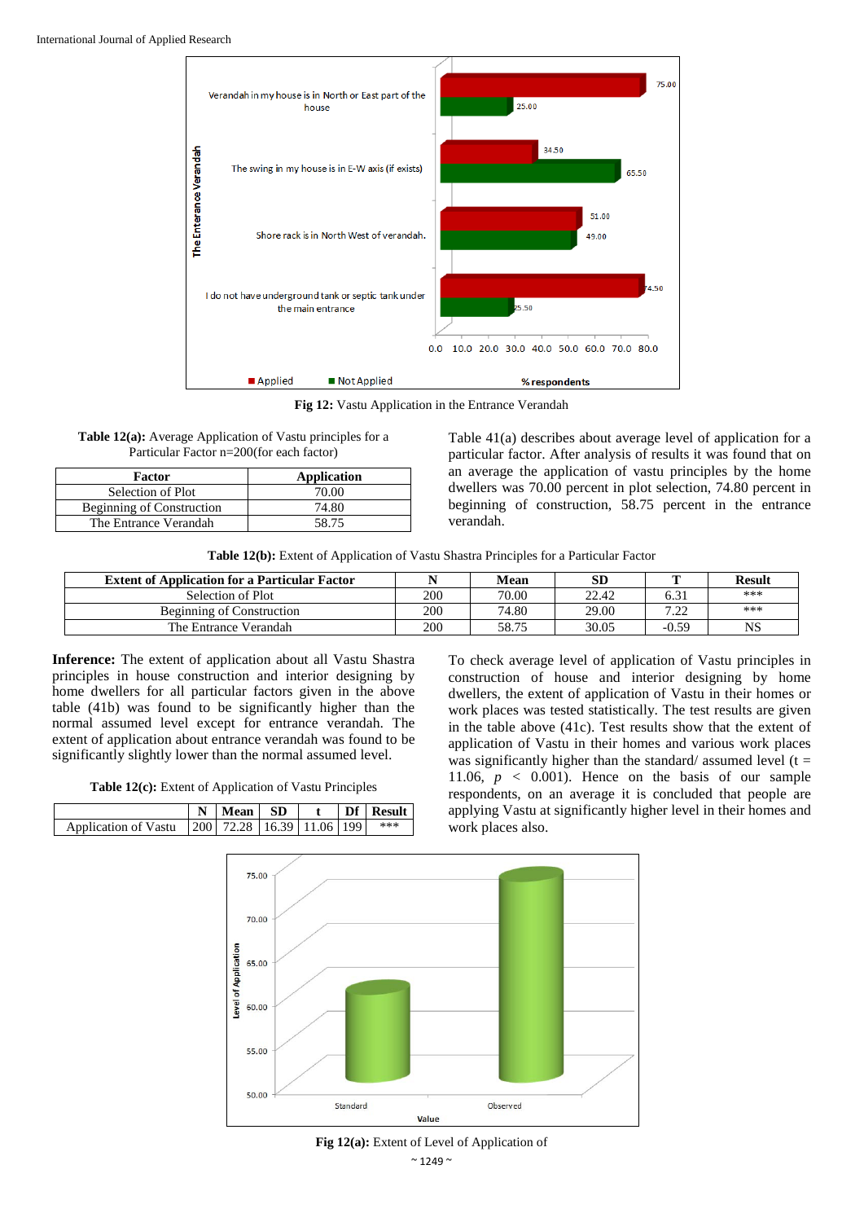Verandah in my house is in North or East part of the house

The swing in my house is in E-W axis (if exists)

Shore rack is in North West of verandah.

I do not have underground tank or septic tank under the main entrance

The Enterance Verandah

75.00

25.00

34.50

65.50

51.00

49.00

74.50

25.50

0.0 10.0 20.0 30.0 40.0 50.0 60.0 70.0 80.0

Applied Not Applied % respondents

**Fig 12:** Vastu Application in the Entrance Verandah

**Table 12(a):** Average Application of Vastu principles for a Particular Factor n=200(for each factor)

| Factor | Application |
|---|---|
| Selection of Plot | 70.00 |
| Beginning of Construction | 74.80 |
| The Entrance Verandah | 58.75 |

Table 41(a) describes about average level of application for a particular factor. After analysis of results it was found that on an average the application of vastu principles by the home dwellers was 70.00 percent in plot selection, 74.80 percent in beginning of construction, 58.75 percent in the entrance verandah.

**Table 12(b):** Extent of Application of Vastu Shastra Principles for a Particular Factor

| Extent of Application for a Particular Factor | N | Mean | SD | T | Result |
|---|---|---|---|---|---|
| Selection of Plot | 200 | 70.00 | 22.42 | 6.31 | *** |
| Beginning of Construction | 200 | 74.80 | 29.00 | 7.22 | *** |
| The Entrance Verandah | 200 | 58.75 | 30.05 | -0.59 | NS |

**Inference:** The extent of application about all Vastu Shastra principles in house construction and interior designing by home dwellers for all particular factors given in the above table (41b) was found to be significantly higher than the normal assumed level except for entrance verandah. The extent of application about entrance verandah was found to be significantly slightly lower than the normal assumed level.

**Table 12(c):** Extent of Application of Vastu Principles

| | N | Mean | SD | t | Df | Result |
|---|---|---|---|---|---|---|
| Application of Vastu | 200 | 72.28 | 16.39 | 11.06 | 199 | *** |

To check average level of application of Vastu principles in construction of house and interior designing by home dwellers, the extent of application of Vastu in their homes or work places was tested statistically. The test results are given in the table above (41c). Test results show that the extent of application of Vastu in their homes and various work places was significantly higher than the standard/ assumed level ($t = 11.06$, $p < 0.001$). Hence on the basis of our sample respondents, on an average it is concluded that people are applying Vastu at significantly higher level in their homes and work places also.

75.00

70.00

65.00

60.00

55.00

50.00

Level of Application

Standard

Observed

Value

**Fig 12(a):** Extent of Level of Application of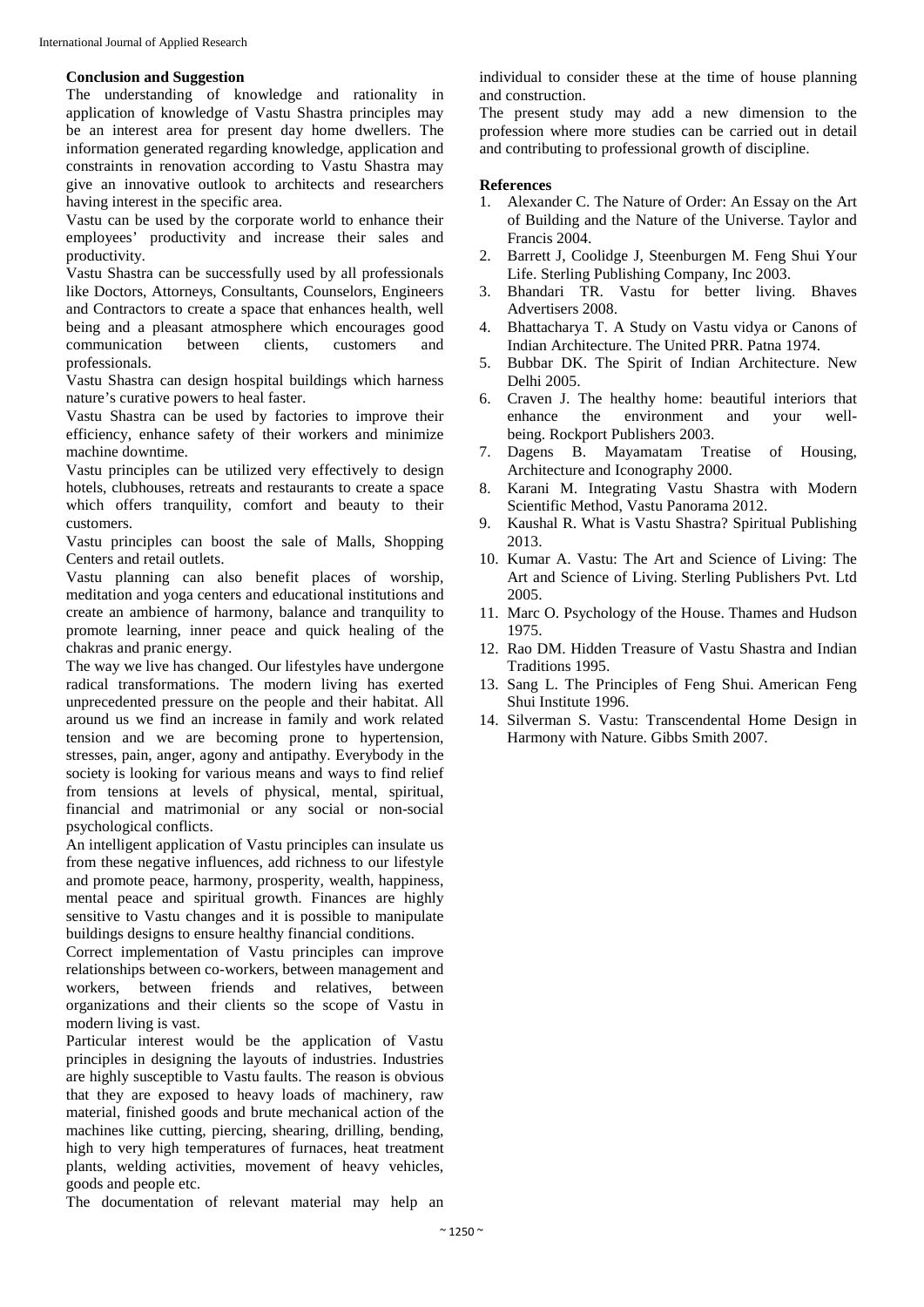## Conclusion and Suggestion

The understanding of knowledge and rationality in application of knowledge of Vastu Shastra principles may be an interest area for present day home dwellers. The information generated regarding knowledge, application and constraints in renovation according to Vastu Shastra may give an innovative outlook to architects and researchers having interest in the specific area.

Vastu can be used by the corporate world to enhance their employees' productivity and increase their sales and productivity.

Vastu Shastra can be successfully used by all professionals like Doctors, Attorneys, Consultants, Counselors, Engineers and Contractors to create a space that enhances health, well being and a pleasant atmosphere which encourages good communication between clients, customers and professionals.

Vastu Shastra can design hospital buildings which harness nature's curative powers to heal faster.

Vastu Shastra can be used by factories to improve their efficiency, enhance safety of their workers and minimize machine downtime.

Vastu principles can be utilized very effectively to design hotels, clubhouses, retreats and restaurants to create a space which offers tranquility, comfort and beauty to their customers.

Vastu principles can boost the sale of Malls, Shopping Centers and retail outlets.

Vastu planning can also benefit places of worship, meditation and yoga centers and educational institutions and create an ambience of harmony, balance and tranquility to promote learning, inner peace and quick healing of the chakras and pranic energy.

The way we live has changed. Our lifestyles have undergone radical transformations. The modern living has exerted unprecedented pressure on the people and their habitat. All around us we find an increase in family and work related tension and we are becoming prone to hypertension, stresses, pain, anger, agony and antipathy. Everybody in the society is looking for various means and ways to find relief from tensions at levels of physical, mental, spiritual, financial and matrimonial or any social or non-social psychological conflicts.

An intelligent application of Vastu principles can insulate us from these negative influences, add richness to our lifestyle and promote peace, harmony, prosperity, wealth, happiness, mental peace and spiritual growth. Finances are highly sensitive to Vastu changes and it is possible to manipulate buildings designs to ensure healthy financial conditions.

Correct implementation of Vastu principles can improve relationships between co-workers, between management and workers, between friends and relatives, between organizations and their clients so the scope of Vastu in modern living is vast.

Particular interest would be the application of Vastu principles in designing the layouts of industries. Industries are highly susceptible to Vastu faults. The reason is obvious that they are exposed to heavy loads of machinery, raw material, finished goods and brute mechanical action of the machines like cutting, piercing, shearing, drilling, bending, high to very high temperatures of furnaces, heat treatment plants, welding activities, movement of heavy vehicles, goods and people etc.

The documentation of relevant material may help an individual to consider these at the time of house planning and construction.

The present study may add a new dimension to the profession where more studies can be carried out in detail and contributing to professional growth of discipline.

## References

1. Alexander C. The Nature of Order: An Essay on the Art of Building and the Nature of the Universe. Taylor and Francis 2004.
2. Barrett J, Coolidge J, Steenburgen M. Feng Shui Your Life. Sterling Publishing Company, Inc 2003.
3. Bhandari TR. Vastu for better living. Bhaves Advertisers 2008.
4. Bhattacharya T. A Study on Vastu vidya or Canons of Indian Architecture. The United PRR. Patna 1974.
5. Bubbar DK. The Spirit of Indian Architecture. New Delhi 2005.
6. Craven J. The healthy home: beautiful interiors that enhance the environment and your well-being. Rockport Publishers 2003.
7. Dagens B. Mayamatam Treatise of Housing, Architecture and Iconography 2000.
8. Karani M. Integrating Vastu Shastra with Modern Scientific Method, Vastu Panorama 2012.
9. Kaushal R. What is Vastu Shastra? Spiritual Publishing 2013.
10. Kumar A. Vastu: The Art and Science of Living: The Art and Science of Living. Sterling Publishers Pvt. Ltd 2005.
11. Marc O. Psychology of the House. Thames and Hudson 1975.
12. Rao DM. Hidden Treasure of Vastu Shastra and Indian Traditions 1995.
13. Sang L. The Principles of Feng Shui. American Feng Shui Institute 1996.
14. Silverman S. Vastu: Transcendental Home Design in Harmony with Nature. Gibbs Smith 2007.